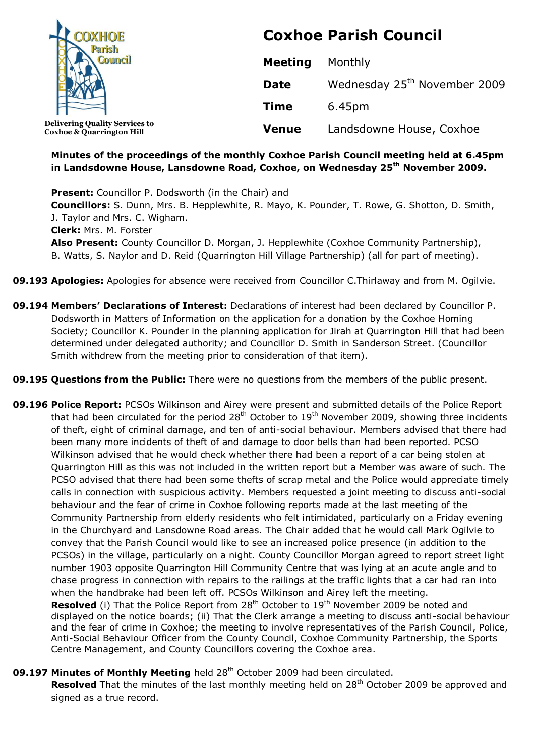# Coxhoe Parish Council

Delivering Quality Services to Coxhoe & Quarrington Hill

| | |
|---|---|
| **Meeting** | Monthly |
| **Date** | Wednesday 25th November 2009 |
| **Time** | 6.45pm |
| **Venue** | Landsdowne House, Coxhoe |

**Minutes of the proceedings of the monthly Coxhoe Parish Council meeting held at 6.45pm in Landsdowne House, Lansdowne Road, Coxhoe, on Wednesday 25th November 2009.**

**Present:** Councillor P. Dodsworth (in the Chair) and
**Councillors:** S. Dunn, Mrs. B. Hepplewhite, R. Mayo, K. Pounder, T. Rowe, G. Shotton, D. Smith, J. Taylor and Mrs. C. Wigham.
**Clerk:** Mrs. M. Forster
**Also Present:** County Councillor D. Morgan, J. Hepplewhite (Coxhoe Community Partnership), B. Watts, S. Naylor and D. Reid (Quarrington Hill Village Partnership) (all for part of meeting).

**09.193 Apologies:** Apologies for absence were received from Councillor C.Thirlaway and from M. Ogilvie.

**09.194 Members' Declarations of Interest:** Declarations of interest had been declared by Councillor P. Dodsworth in Matters of Information on the application for a donation by the Coxhoe Homing Society; Councillor K. Pounder in the planning application for Jirah at Quarrington Hill that had been determined under delegated authority; and Councillor D. Smith in Sanderson Street. (Councillor Smith withdrew from the meeting prior to consideration of that item).

**09.195 Questions from the Public:** There were no questions from the members of the public present.

**09.196 Police Report:** PCSOs Wilkinson and Airey were present and submitted details of the Police Report that had been circulated for the period 28th October to 19th November 2009, showing three incidents of theft, eight of criminal damage, and ten of anti-social behaviour. Members advised that there had been many more incidents of theft of and damage to door bells than had been reported. PCSO Wilkinson advised that he would check whether there had been a report of a car being stolen at Quarrington Hill as this was not included in the written report but a Member was aware of such. The PCSO advised that there had been some thefts of scrap metal and the Police would appreciate timely calls in connection with suspicious activity. Members requested a joint meeting to discuss anti-social behaviour and the fear of crime in Coxhoe following reports made at the last meeting of the Community Partnership from elderly residents who felt intimidated, particularly on a Friday evening in the Churchyard and Lansdowne Road areas. The Chair added that he would call Mark Ogilvie to convey that the Parish Council would like to see an increased police presence (in addition to the PCSOs) in the village, particularly on a night. County Councillor Morgan agreed to report street light number 1903 opposite Quarrington Hill Community Centre that was lying at an acute angle and to chase progress in connection with repairs to the railings at the traffic lights that a car had ran into when the handbrake had been left off. PCSOs Wilkinson and Airey left the meeting.
**Resolved** (i) That the Police Report from 28th October to 19th November 2009 be noted and displayed on the notice boards; (ii) That the Clerk arrange a meeting to discuss anti-social behaviour and the fear of crime in Coxhoe; the meeting to involve representatives of the Parish Council, Police, Anti-Social Behaviour Officer from the County Council, Coxhoe Community Partnership, the Sports Centre Management, and County Councillors covering the Coxhoe area.

**09.197 Minutes of Monthly Meeting** held 28th October 2009 had been circulated.
**Resolved** That the minutes of the last monthly meeting held on 28th October 2009 be approved and signed as a true record.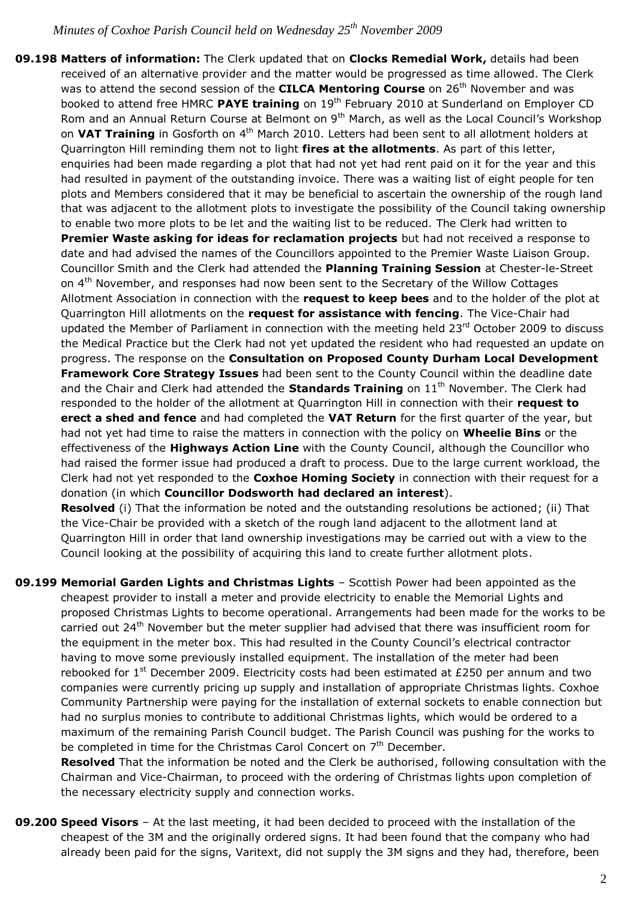**09.198 Matters of information:** The Clerk updated that on **Clocks Remedial Work,** details had been received of an alternative provider and the matter would be progressed as time allowed. The Clerk was to attend the second session of the **CILCA Mentoring Course** on 26th November and was booked to attend free HMRC **PAYE training** on 19th February 2010 at Sunderland on Employer CD Rom and an Annual Return Course at Belmont on 9th March, as well as the Local Council's Workshop on **VAT Training** in Gosforth on 4th March 2010. Letters had been sent to all allotment holders at Quarrington Hill reminding them not to light **fires at the allotments**. As part of this letter, enquiries had been made regarding a plot that had not yet had rent paid on it for the year and this had resulted in payment of the outstanding invoice. There was a waiting list of eight people for ten plots and Members considered that it may be beneficial to ascertain the ownership of the rough land that was adjacent to the allotment plots to investigate the possibility of the Council taking ownership to enable two more plots to be let and the waiting list to be reduced. The Clerk had written to **Premier Waste asking for ideas for reclamation projects** but had not received a response to date and had advised the names of the Councillors appointed to the Premier Waste Liaison Group. Councillor Smith and the Clerk had attended the **Planning Training Session** at Chester-le-Street on 4th November, and responses had now been sent to the Secretary of the Willow Cottages Allotment Association in connection with the **request to keep bees** and to the holder of the plot at Quarrington Hill allotments on the **request for assistance with fencing**. The Vice-Chair had updated the Member of Parliament in connection with the meeting held 23rd October 2009 to discuss the Medical Practice but the Clerk had not yet updated the resident who had requested an update on progress. The response on the **Consultation on Proposed County Durham Local Development Framework Core Strategy Issues** had been sent to the County Council within the deadline date and the Chair and Clerk had attended the **Standards Training** on 11th November. The Clerk had responded to the holder of the allotment at Quarrington Hill in connection with their **request to erect a shed and fence** and had completed the **VAT Return** for the first quarter of the year, but had not yet had time to raise the matters in connection with the policy on **Wheelie Bins** or the effectiveness of the **Highways Action Line** with the County Council, although the Councillor who had raised the former issue had produced a draft to process. Due to the large current workload, the Clerk had not yet responded to the **Coxhoe Homing Society** in connection with their request for a donation (in which **Councillor Dodsworth had declared an interest**).

**Resolved** (i) That the information be noted and the outstanding resolutions be actioned; (ii) That the Vice-Chair be provided with a sketch of the rough land adjacent to the allotment land at Quarrington Hill in order that land ownership investigations may be carried out with a view to the Council looking at the possibility of acquiring this land to create further allotment plots.

**09.199 Memorial Garden Lights and Christmas Lights** – Scottish Power had been appointed as the cheapest provider to install a meter and provide electricity to enable the Memorial Lights and proposed Christmas Lights to become operational. Arrangements had been made for the works to be carried out 24th November but the meter supplier had advised that there was insufficient room for the equipment in the meter box. This had resulted in the County Council's electrical contractor having to move some previously installed equipment. The installation of the meter had been rebooked for 1st December 2009. Electricity costs had been estimated at £250 per annum and two companies were currently pricing up supply and installation of appropriate Christmas lights. Coxhoe Community Partnership were paying for the installation of external sockets to enable connection but had no surplus monies to contribute to additional Christmas lights, which would be ordered to a maximum of the remaining Parish Council budget. The Parish Council was pushing for the works to be completed in time for the Christmas Carol Concert on 7th December.

**Resolved** That the information be noted and the Clerk be authorised, following consultation with the Chairman and Vice-Chairman, to proceed with the ordering of Christmas lights upon completion of the necessary electricity supply and connection works.

**09.200 Speed Visors** – At the last meeting, it had been decided to proceed with the installation of the cheapest of the 3M and the originally ordered signs. It had been found that the company who had already been paid for the signs, Varitext, did not supply the 3M signs and they had, therefore, been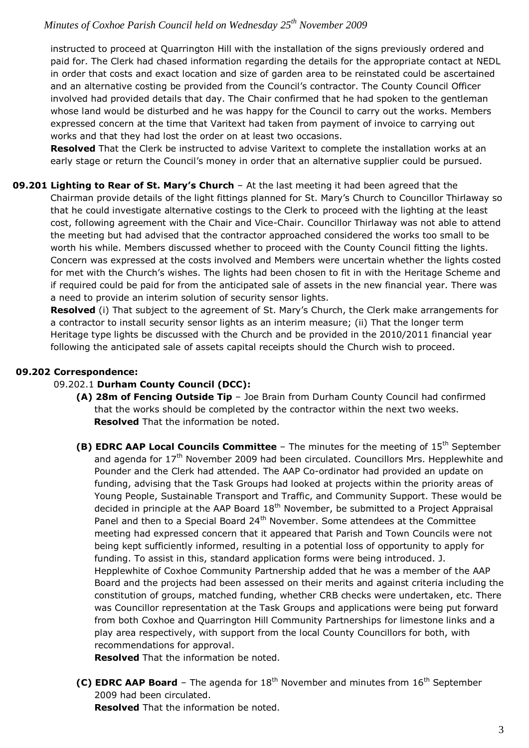instructed to proceed at Quarrington Hill with the installation of the signs previously ordered and paid for. The Clerk had chased information regarding the details for the appropriate contact at NEDL in order that costs and exact location and size of garden area to be reinstated could be ascertained and an alternative costing be provided from the Council's contractor. The County Council Officer involved had provided details that day. The Chair confirmed that he had spoken to the gentleman whose land would be disturbed and he was happy for the Council to carry out the works. Members expressed concern at the time that Varitext had taken from payment of invoice to carrying out works and that they had lost the order on at least two occasions.

**Resolved** That the Clerk be instructed to advise Varitext to complete the installation works at an early stage or return the Council's money in order that an alternative supplier could be pursued.

**09.201 Lighting to Rear of St. Mary's Church** – At the last meeting it had been agreed that the Chairman provide details of the light fittings planned for St. Mary's Church to Councillor Thirlaway so that he could investigate alternative costings to the Clerk to proceed with the lighting at the least cost, following agreement with the Chair and Vice-Chair. Councillor Thirlaway was not able to attend the meeting but had advised that the contractor approached considered the works too small to be worth his while. Members discussed whether to proceed with the County Council fitting the lights. Concern was expressed at the costs involved and Members were uncertain whether the lights costed for met with the Church's wishes. The lights had been chosen to fit in with the Heritage Scheme and if required could be paid for from the anticipated sale of assets in the new financial year. There was a need to provide an interim solution of security sensor lights.

**Resolved** (i) That subject to the agreement of St. Mary's Church, the Clerk make arrangements for a contractor to install security sensor lights as an interim measure; (ii) That the longer term Heritage type lights be discussed with the Church and be provided in the 2010/2011 financial year following the anticipated sale of assets capital receipts should the Church wish to proceed.

**09.202 Correspondence:**

09.202.1 **Durham County Council (DCC):**

**(A) 28m of Fencing Outside Tip** – Joe Brain from Durham County Council had confirmed that the works should be completed by the contractor within the next two weeks.
**Resolved** That the information be noted.

**(B) EDRC AAP Local Councils Committee** – The minutes for the meeting of 15th September and agenda for 17th November 2009 had been circulated. Councillors Mrs. Hepplewhite and Pounder and the Clerk had attended. The AAP Co-ordinator had provided an update on funding, advising that the Task Groups had looked at projects within the priority areas of Young People, Sustainable Transport and Traffic, and Community Support. These would be decided in principle at the AAP Board 18th November, be submitted to a Project Appraisal Panel and then to a Special Board 24th November. Some attendees at the Committee meeting had expressed concern that it appeared that Parish and Town Councils were not being kept sufficiently informed, resulting in a potential loss of opportunity to apply for funding. To assist in this, standard application forms were being introduced. J. Hepplewhite of Coxhoe Community Partnership added that he was a member of the AAP Board and the projects had been assessed on their merits and against criteria including the constitution of groups, matched funding, whether CRB checks were undertaken, etc. There was Councillor representation at the Task Groups and applications were being put forward from both Coxhoe and Quarrington Hill Community Partnerships for limestone links and a play area respectively, with support from the local County Councillors for both, with recommendations for approval.
**Resolved** That the information be noted.

**(C) EDRC AAP Board** – The agenda for 18th November and minutes from 16th September 2009 had been circulated.
**Resolved** That the information be noted.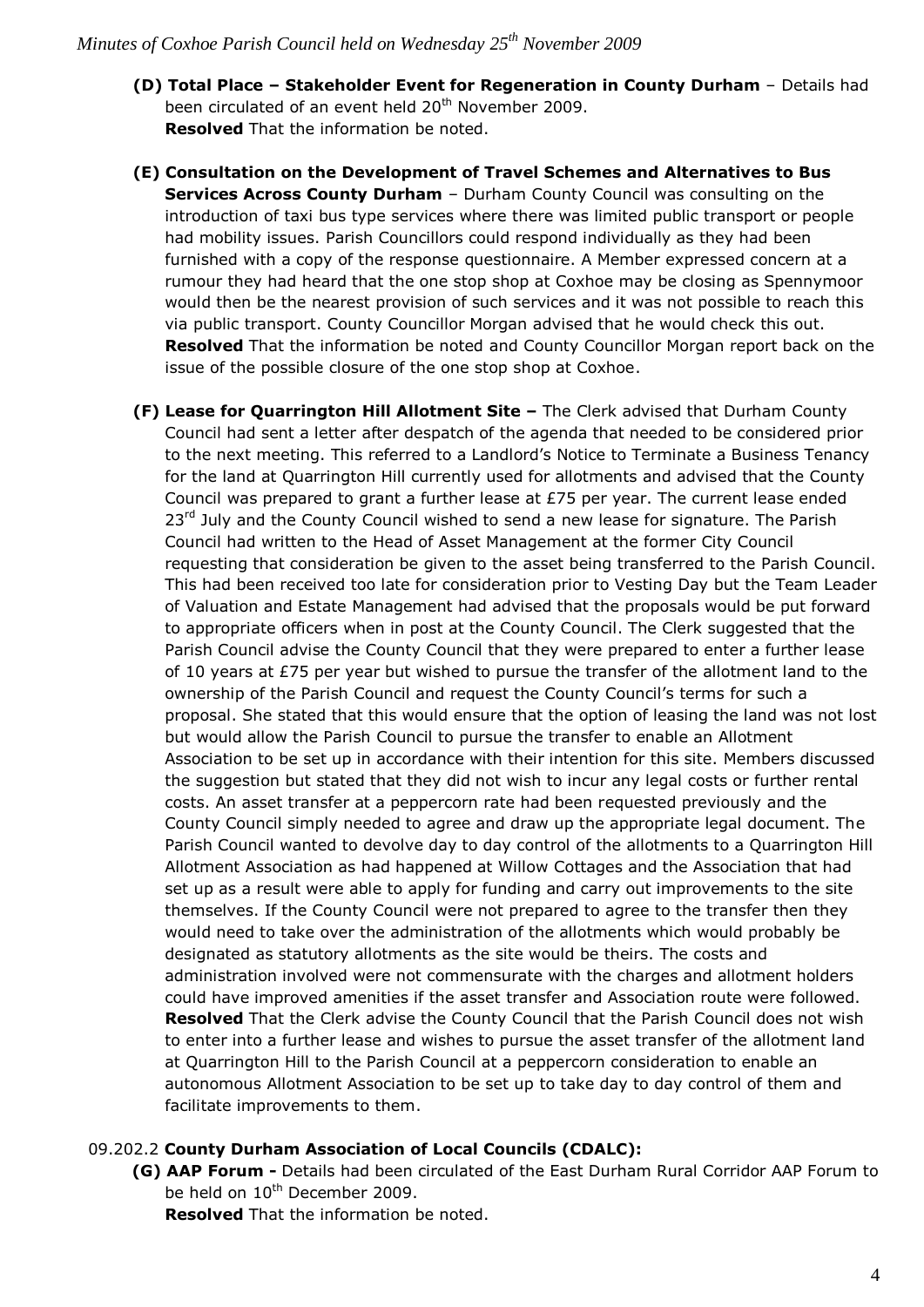**(D) Total Place – Stakeholder Event for Regeneration in County Durham** – Details had been circulated of an event held 20th November 2009.
**Resolved** That the information be noted.

**(E) Consultation on the Development of Travel Schemes and Alternatives to Bus Services Across County Durham** – Durham County Council was consulting on the introduction of taxi bus type services where there was limited public transport or people had mobility issues. Parish Councillors could respond individually as they had been furnished with a copy of the response questionnaire. A Member expressed concern at a rumour they had heard that the one stop shop at Coxhoe may be closing as Spennymoor would then be the nearest provision of such services and it was not possible to reach this via public transport. County Councillor Morgan advised that he would check this out.
**Resolved** That the information be noted and County Councillor Morgan report back on the issue of the possible closure of the one stop shop at Coxhoe.

**(F) Lease for Quarrington Hill Allotment Site –** The Clerk advised that Durham County Council had sent a letter after despatch of the agenda that needed to be considered prior to the next meeting. This referred to a Landlord's Notice to Terminate a Business Tenancy for the land at Quarrington Hill currently used for allotments and advised that the County Council was prepared to grant a further lease at £75 per year. The current lease ended 23rd July and the County Council wished to send a new lease for signature. The Parish Council had written to the Head of Asset Management at the former City Council requesting that consideration be given to the asset being transferred to the Parish Council. This had been received too late for consideration prior to Vesting Day but the Team Leader of Valuation and Estate Management had advised that the proposals would be put forward to appropriate officers when in post at the County Council. The Clerk suggested that the Parish Council advise the County Council that they were prepared to enter a further lease of 10 years at £75 per year but wished to pursue the transfer of the allotment land to the ownership of the Parish Council and request the County Council's terms for such a proposal. She stated that this would ensure that the option of leasing the land was not lost but would allow the Parish Council to pursue the transfer to enable an Allotment Association to be set up in accordance with their intention for this site. Members discussed the suggestion but stated that they did not wish to incur any legal costs or further rental costs. An asset transfer at a peppercorn rate had been requested previously and the County Council simply needed to agree and draw up the appropriate legal document. The Parish Council wanted to devolve day to day control of the allotments to a Quarrington Hill Allotment Association as had happened at Willow Cottages and the Association that had set up as a result were able to apply for funding and carry out improvements to the site themselves. If the County Council were not prepared to agree to the transfer then they would need to take over the administration of the allotments which would probably be designated as statutory allotments as the site would be theirs. The costs and administration involved were not commensurate with the charges and allotment holders could have improved amenities if the asset transfer and Association route were followed.
**Resolved** That the Clerk advise the County Council that the Parish Council does not wish to enter into a further lease and wishes to pursue the asset transfer of the allotment land at Quarrington Hill to the Parish Council at a peppercorn consideration to enable an autonomous Allotment Association to be set up to take day to day control of them and facilitate improvements to them.

09.202.2 **County Durham Association of Local Councils (CDALC):**

**(G) AAP Forum -** Details had been circulated of the East Durham Rural Corridor AAP Forum to be held on 10th December 2009.
**Resolved** That the information be noted.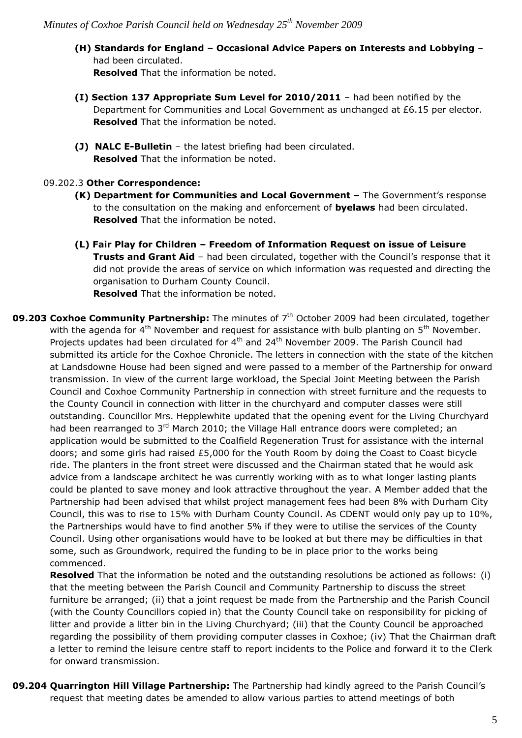**(H) Standards for England – Occasional Advice Papers on Interests and Lobbying** – had been circulated.
**Resolved** That the information be noted.

**(I) Section 137 Appropriate Sum Level for 2010/2011** – had been notified by the Department for Communities and Local Government as unchanged at £6.15 per elector.
**Resolved** That the information be noted.

**(J) NALC E-Bulletin** – the latest briefing had been circulated.
**Resolved** That the information be noted.

09.202.3 **Other Correspondence:**

**(K) Department for Communities and Local Government –** The Government's response to the consultation on the making and enforcement of **byelaws** had been circulated.
**Resolved** That the information be noted.

**(L) Fair Play for Children – Freedom of Information Request on issue of Leisure Trusts and Grant Aid** – had been circulated, together with the Council's response that it did not provide the areas of service on which information was requested and directing the organisation to Durham County Council.
**Resolved** That the information be noted.

**09.203 Coxhoe Community Partnership:** The minutes of 7th October 2009 had been circulated, together with the agenda for 4th November and request for assistance with bulb planting on 5th November. Projects updates had been circulated for 4th and 24th November 2009. The Parish Council had submitted its article for the Coxhoe Chronicle. The letters in connection with the state of the kitchen at Landsdowne House had been signed and were passed to a member of the Partnership for onward transmission. In view of the current large workload, the Special Joint Meeting between the Parish Council and Coxhoe Community Partnership in connection with street furniture and the requests to the County Council in connection with litter in the churchyard and computer classes were still outstanding. Councillor Mrs. Hepplewhite updated that the opening event for the Living Churchyard had been rearranged to 3rd March 2010; the Village Hall entrance doors were completed; an application would be submitted to the Coalfield Regeneration Trust for assistance with the internal doors; and some girls had raised £5,000 for the Youth Room by doing the Coast to Coast bicycle ride. The planters in the front street were discussed and the Chairman stated that he would ask advice from a landscape architect he was currently working with as to what longer lasting plants could be planted to save money and look attractive throughout the year. A Member added that the Partnership had been advised that whilst project management fees had been 8% with Durham City Council, this was to rise to 15% with Durham County Council. As CDENT would only pay up to 10%, the Partnerships would have to find another 5% if they were to utilise the services of the County Council. Using other organisations would have to be looked at but there may be difficulties in that some, such as Groundwork, required the funding to be in place prior to the works being commenced.
**Resolved** That the information be noted and the outstanding resolutions be actioned as follows: (i) that the meeting between the Parish Council and Community Partnership to discuss the street furniture be arranged; (ii) that a joint request be made from the Partnership and the Parish Council (with the County Councillors copied in) that the County Council take on responsibility for picking of litter and provide a litter bin in the Living Churchyard; (iii) that the County Council be approached regarding the possibility of them providing computer classes in Coxhoe; (iv) That the Chairman draft a letter to remind the leisure centre staff to report incidents to the Police and forward it to the Clerk for onward transmission.

**09.204 Quarrington Hill Village Partnership:** The Partnership had kindly agreed to the Parish Council's request that meeting dates be amended to allow various parties to attend meetings of both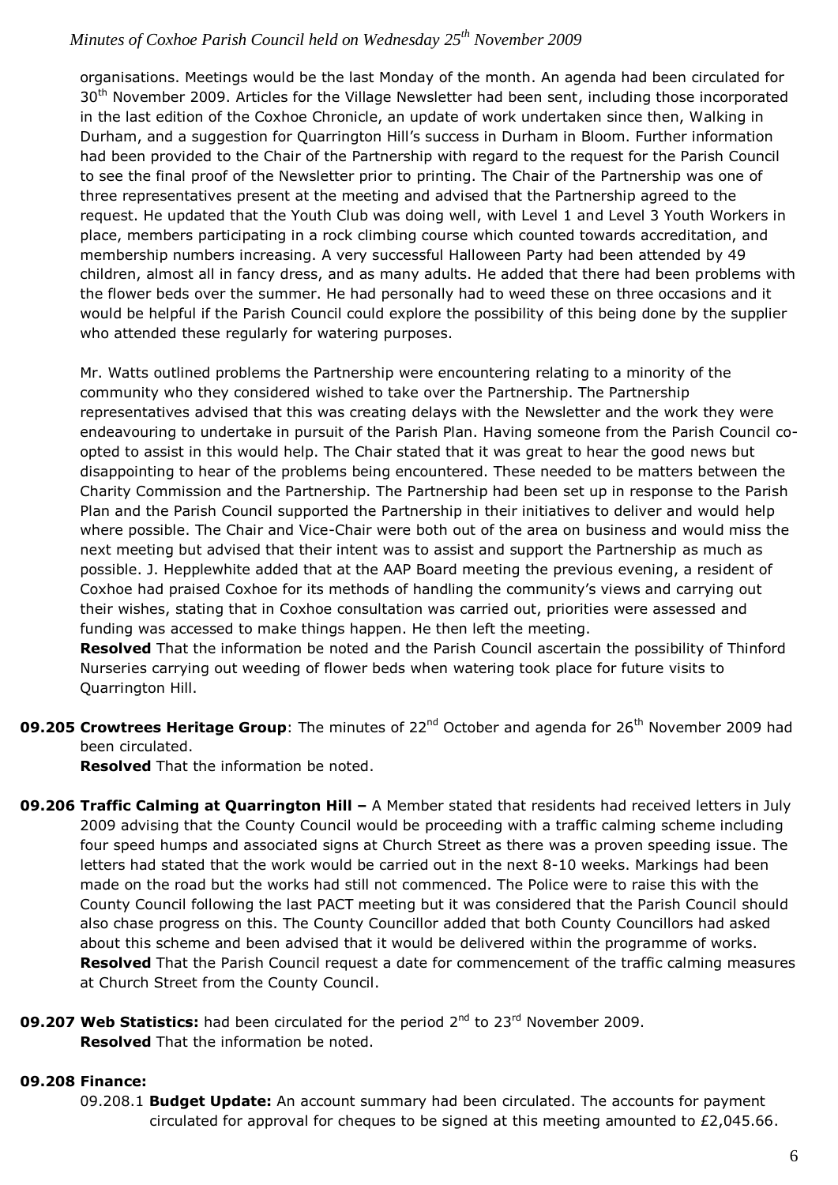organisations. Meetings would be the last Monday of the month. An agenda had been circulated for 30th November 2009. Articles for the Village Newsletter had been sent, including those incorporated in the last edition of the Coxhoe Chronicle, an update of work undertaken since then, Walking in Durham, and a suggestion for Quarrington Hill's success in Durham in Bloom. Further information had been provided to the Chair of the Partnership with regard to the request for the Parish Council to see the final proof of the Newsletter prior to printing. The Chair of the Partnership was one of three representatives present at the meeting and advised that the Partnership agreed to the request. He updated that the Youth Club was doing well, with Level 1 and Level 3 Youth Workers in place, members participating in a rock climbing course which counted towards accreditation, and membership numbers increasing. A very successful Halloween Party had been attended by 49 children, almost all in fancy dress, and as many adults. He added that there had been problems with the flower beds over the summer. He had personally had to weed these on three occasions and it would be helpful if the Parish Council could explore the possibility of this being done by the supplier who attended these regularly for watering purposes.

Mr. Watts outlined problems the Partnership were encountering relating to a minority of the community who they considered wished to take over the Partnership. The Partnership representatives advised that this was creating delays with the Newsletter and the work they were endeavouring to undertake in pursuit of the Parish Plan. Having someone from the Parish Council co-opted to assist in this would help. The Chair stated that it was great to hear the good news but disappointing to hear of the problems being encountered. These needed to be matters between the Charity Commission and the Partnership. The Partnership had been set up in response to the Parish Plan and the Parish Council supported the Partnership in their initiatives to deliver and would help where possible. The Chair and Vice-Chair were both out of the area on business and would miss the next meeting but advised that their intent was to assist and support the Partnership as much as possible. J. Hepplewhite added that at the AAP Board meeting the previous evening, a resident of Coxhoe had praised Coxhoe for its methods of handling the community's views and carrying out their wishes, stating that in Coxhoe consultation was carried out, priorities were assessed and funding was accessed to make things happen. He then left the meeting.

**Resolved** That the information be noted and the Parish Council ascertain the possibility of Thinford Nurseries carrying out weeding of flower beds when watering took place for future visits to Quarrington Hill.

**09.205 Crowtrees Heritage Group**: The minutes of 22nd October and agenda for 26th November 2009 had been circulated.

**Resolved** That the information be noted.

**09.206 Traffic Calming at Quarrington Hill –** A Member stated that residents had received letters in July 2009 advising that the County Council would be proceeding with a traffic calming scheme including four speed humps and associated signs at Church Street as there was a proven speeding issue. The letters had stated that the work would be carried out in the next 8-10 weeks. Markings had been made on the road but the works had still not commenced. The Police were to raise this with the County Council following the last PACT meeting but it was considered that the Parish Council should also chase progress on this. The County Councillor added that both County Councillors had asked about this scheme and been advised that it would be delivered within the programme of works.

**Resolved** That the Parish Council request a date for commencement of the traffic calming measures at Church Street from the County Council.

**09.207 Web Statistics:** had been circulated for the period 2nd to 23rd November 2009.

**Resolved** That the information be noted.

**09.208 Finance:**

09.208.1 **Budget Update:** An account summary had been circulated. The accounts for payment circulated for approval for cheques to be signed at this meeting amounted to £2,045.66.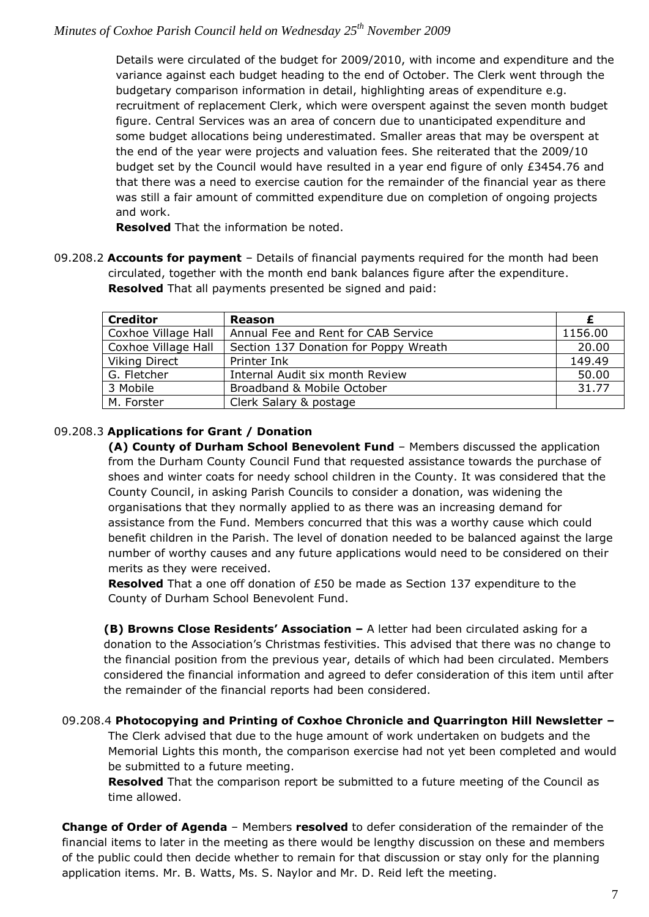Details were circulated of the budget for 2009/2010, with income and expenditure and the variance against each budget heading to the end of October. The Clerk went through the budgetary comparison information in detail, highlighting areas of expenditure e.g. recruitment of replacement Clerk, which were overspent against the seven month budget figure. Central Services was an area of concern due to unanticipated expenditure and some budget allocations being underestimated. Smaller areas that may be overspent at the end of the year were projects and valuation fees. She reiterated that the 2009/10 budget set by the Council would have resulted in a year end figure of only £3454.76 and that there was a need to exercise caution for the remainder of the financial year as there was still a fair amount of committed expenditure due on completion of ongoing projects and work.

**Resolved** That the information be noted.

09.208.2 **Accounts for payment** – Details of financial payments required for the month had been circulated, together with the month end bank balances figure after the expenditure. **Resolved** That all payments presented be signed and paid:

| Creditor | Reason | £ |
|---|---|---|
| Coxhoe Village Hall | Annual Fee and Rent for CAB Service | 1156.00 |
| Coxhoe Village Hall | Section 137 Donation for Poppy Wreath | 20.00 |
| Viking Direct | Printer Ink | 149.49 |
| G. Fletcher | Internal Audit six month Review | 50.00 |
| 3 Mobile | Broadband & Mobile October | 31.77 |
| M. Forster | Clerk Salary & postage | |

09.208.3 **Applications for Grant / Donation**

**(A) County of Durham School Benevolent Fund** – Members discussed the application from the Durham County Council Fund that requested assistance towards the purchase of shoes and winter coats for needy school children in the County. It was considered that the County Council, in asking Parish Councils to consider a donation, was widening the organisations that they normally applied to as there was an increasing demand for assistance from the Fund. Members concurred that this was a worthy cause which could benefit children in the Parish. The level of donation needed to be balanced against the large number of worthy causes and any future applications would need to be considered on their merits as they were received.

**Resolved** That a one off donation of £50 be made as Section 137 expenditure to the County of Durham School Benevolent Fund.

**(B) Browns Close Residents' Association –** A letter had been circulated asking for a donation to the Association's Christmas festivities. This advised that there was no change to the financial position from the previous year, details of which had been circulated. Members considered the financial information and agreed to defer consideration of this item until after the remainder of the financial reports had been considered.

09.208.4 **Photocopying and Printing of Coxhoe Chronicle and Quarrington Hill Newsletter –** The Clerk advised that due to the huge amount of work undertaken on budgets and the Memorial Lights this month, the comparison exercise had not yet been completed and would be submitted to a future meeting.

**Resolved** That the comparison report be submitted to a future meeting of the Council as time allowed.

**Change of Order of Agenda** – Members **resolved** to defer consideration of the remainder of the financial items to later in the meeting as there would be lengthy discussion on these and members of the public could then decide whether to remain for that discussion or stay only for the planning application items. Mr. B. Watts, Ms. S. Naylor and Mr. D. Reid left the meeting.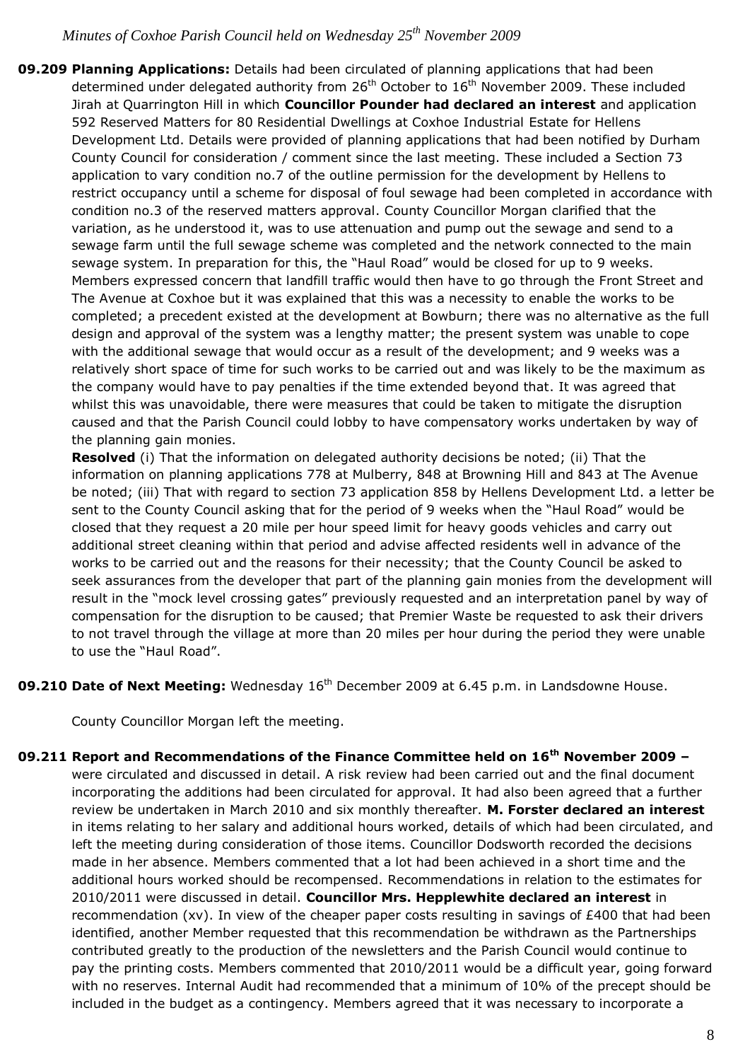**09.209 Planning Applications:** Details had been circulated of planning applications that had been determined under delegated authority from 26th October to 16th November 2009. These included Jirah at Quarrington Hill in which **Councillor Pounder had declared an interest** and application 592 Reserved Matters for 80 Residential Dwellings at Coxhoe Industrial Estate for Hellens Development Ltd. Details were provided of planning applications that had been notified by Durham County Council for consideration / comment since the last meeting. These included a Section 73 application to vary condition no.7 of the outline permission for the development by Hellens to restrict occupancy until a scheme for disposal of foul sewage had been completed in accordance with condition no.3 of the reserved matters approval. County Councillor Morgan clarified that the variation, as he understood it, was to use attenuation and pump out the sewage and send to a sewage farm until the full sewage scheme was completed and the network connected to the main sewage system. In preparation for this, the "Haul Road" would be closed for up to 9 weeks. Members expressed concern that landfill traffic would then have to go through the Front Street and The Avenue at Coxhoe but it was explained that this was a necessity to enable the works to be completed; a precedent existed at the development at Bowburn; there was no alternative as the full design and approval of the system was a lengthy matter; the present system was unable to cope with the additional sewage that would occur as a result of the development; and 9 weeks was a relatively short space of time for such works to be carried out and was likely to be the maximum as the company would have to pay penalties if the time extended beyond that. It was agreed that whilst this was unavoidable, there were measures that could be taken to mitigate the disruption caused and that the Parish Council could lobby to have compensatory works undertaken by way of the planning gain monies.

**Resolved** (i) That the information on delegated authority decisions be noted; (ii) That the information on planning applications 778 at Mulberry, 848 at Browning Hill and 843 at The Avenue be noted; (iii) That with regard to section 73 application 858 by Hellens Development Ltd. a letter be sent to the County Council asking that for the period of 9 weeks when the "Haul Road" would be closed that they request a 20 mile per hour speed limit for heavy goods vehicles and carry out additional street cleaning within that period and advise affected residents well in advance of the works to be carried out and the reasons for their necessity; that the County Council be asked to seek assurances from the developer that part of the planning gain monies from the development will result in the "mock level crossing gates" previously requested and an interpretation panel by way of compensation for the disruption to be caused; that Premier Waste be requested to ask their drivers to not travel through the village at more than 20 miles per hour during the period they were unable to use the "Haul Road".

**09.210 Date of Next Meeting:** Wednesday 16th December 2009 at 6.45 p.m. in Landsdowne House.

County Councillor Morgan left the meeting.

**09.211 Report and Recommendations of the Finance Committee held on 16th November 2009 –** were circulated and discussed in detail. A risk review had been carried out and the final document incorporating the additions had been circulated for approval. It had also been agreed that a further review be undertaken in March 2010 and six monthly thereafter. **M. Forster declared an interest** in items relating to her salary and additional hours worked, details of which had been circulated, and left the meeting during consideration of those items. Councillor Dodsworth recorded the decisions made in her absence. Members commented that a lot had been achieved in a short time and the additional hours worked should be recompensed. Recommendations in relation to the estimates for 2010/2011 were discussed in detail. **Councillor Mrs. Hepplewhite declared an interest** in recommendation (xv). In view of the cheaper paper costs resulting in savings of £400 that had been identified, another Member requested that this recommendation be withdrawn as the Partnerships contributed greatly to the production of the newsletters and the Parish Council would continue to pay the printing costs. Members commented that 2010/2011 would be a difficult year, going forward with no reserves. Internal Audit had recommended that a minimum of 10% of the precept should be included in the budget as a contingency. Members agreed that it was necessary to incorporate a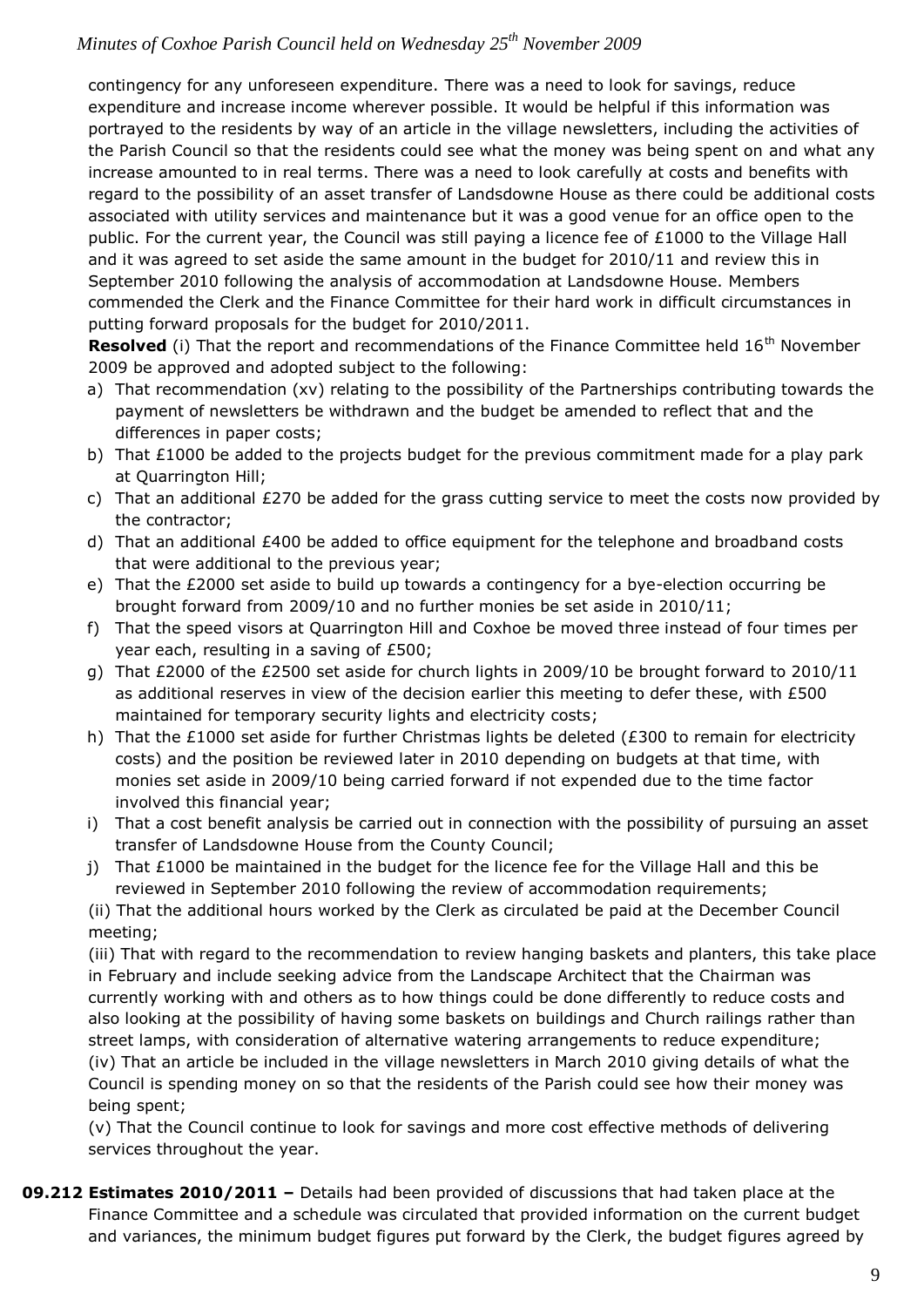contingency for any unforeseen expenditure. There was a need to look for savings, reduce expenditure and increase income wherever possible. It would be helpful if this information was portrayed to the residents by way of an article in the village newsletters, including the activities of the Parish Council so that the residents could see what the money was being spent on and what any increase amounted to in real terms. There was a need to look carefully at costs and benefits with regard to the possibility of an asset transfer of Landsdowne House as there could be additional costs associated with utility services and maintenance but it was a good venue for an office open to the public. For the current year, the Council was still paying a licence fee of £1000 to the Village Hall and it was agreed to set aside the same amount in the budget for 2010/11 and review this in September 2010 following the analysis of accommodation at Landsdowne House. Members commended the Clerk and the Finance Committee for their hard work in difficult circumstances in putting forward proposals for the budget for 2010/2011.

**Resolved** (i) That the report and recommendations of the Finance Committee held 16th November 2009 be approved and adopted subject to the following:

a) That recommendation (xv) relating to the possibility of the Partnerships contributing towards the payment of newsletters be withdrawn and the budget be amended to reflect that and the differences in paper costs;
b) That £1000 be added to the projects budget for the previous commitment made for a play park at Quarrington Hill;
c) That an additional £270 be added for the grass cutting service to meet the costs now provided by the contractor;
d) That an additional £400 be added to office equipment for the telephone and broadband costs that were additional to the previous year;
e) That the £2000 set aside to build up towards a contingency for a bye-election occurring be brought forward from 2009/10 and no further monies be set aside in 2010/11;
f) That the speed visors at Quarrington Hill and Coxhoe be moved three instead of four times per year each, resulting in a saving of £500;
g) That £2000 of the £2500 set aside for church lights in 2009/10 be brought forward to 2010/11 as additional reserves in view of the decision earlier this meeting to defer these, with £500 maintained for temporary security lights and electricity costs;
h) That the £1000 set aside for further Christmas lights be deleted (£300 to remain for electricity costs) and the position be reviewed later in 2010 depending on budgets at that time, with monies set aside in 2009/10 being carried forward if not expended due to the time factor involved this financial year;
i) That a cost benefit analysis be carried out in connection with the possibility of pursuing an asset transfer of Landsdowne House from the County Council;
j) That £1000 be maintained in the budget for the licence fee for the Village Hall and this be reviewed in September 2010 following the review of accommodation requirements;

(ii) That the additional hours worked by the Clerk as circulated be paid at the December Council meeting;

(iii) That with regard to the recommendation to review hanging baskets and planters, this take place in February and include seeking advice from the Landscape Architect that the Chairman was currently working with and others as to how things could be done differently to reduce costs and also looking at the possibility of having some baskets on buildings and Church railings rather than street lamps, with consideration of alternative watering arrangements to reduce expenditure;

(iv) That an article be included in the village newsletters in March 2010 giving details of what the Council is spending money on so that the residents of the Parish could see how their money was being spent;

(v) That the Council continue to look for savings and more cost effective methods of delivering services throughout the year.

**09.212 Estimates 2010/2011 –** Details had been provided of discussions that had taken place at the Finance Committee and a schedule was circulated that provided information on the current budget and variances, the minimum budget figures put forward by the Clerk, the budget figures agreed by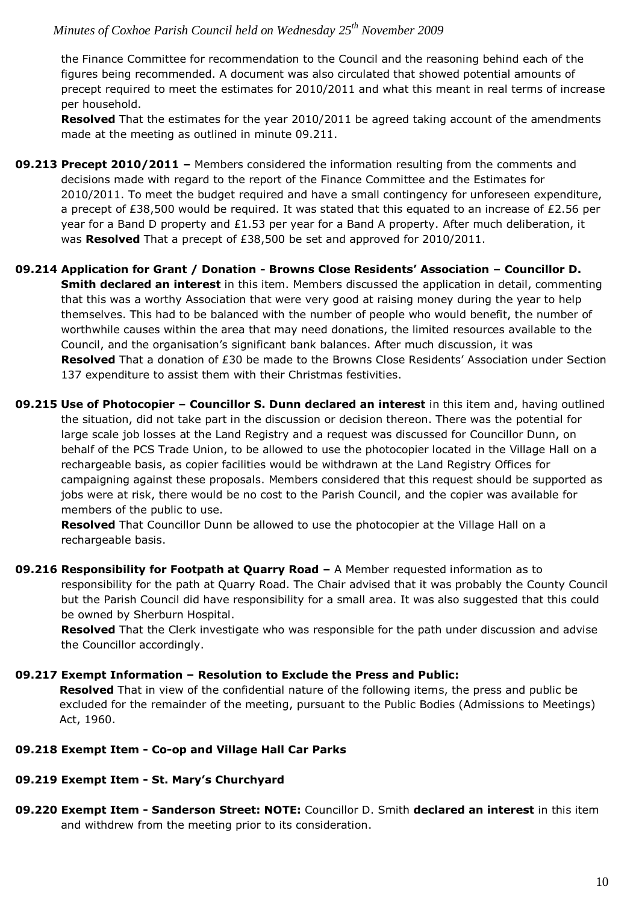the Finance Committee for recommendation to the Council and the reasoning behind each of the figures being recommended. A document was also circulated that showed potential amounts of precept required to meet the estimates for 2010/2011 and what this meant in real terms of increase per household.

**Resolved** That the estimates for the year 2010/2011 be agreed taking account of the amendments made at the meeting as outlined in minute 09.211.

**09.213 Precept 2010/2011 –** Members considered the information resulting from the comments and decisions made with regard to the report of the Finance Committee and the Estimates for 2010/2011. To meet the budget required and have a small contingency for unforeseen expenditure, a precept of £38,500 would be required. It was stated that this equated to an increase of £2.56 per year for a Band D property and £1.53 per year for a Band A property. After much deliberation, it was **Resolved** That a precept of £38,500 be set and approved for 2010/2011.

**09.214 Application for Grant / Donation - Browns Close Residents' Association – Councillor D. Smith declared an interest** in this item. Members discussed the application in detail, commenting that this was a worthy Association that were very good at raising money during the year to help themselves. This had to be balanced with the number of people who would benefit, the number of worthwhile causes within the area that may need donations, the limited resources available to the Council, and the organisation's significant bank balances. After much discussion, it was **Resolved** That a donation of £30 be made to the Browns Close Residents' Association under Section 137 expenditure to assist them with their Christmas festivities.

**09.215 Use of Photocopier – Councillor S. Dunn declared an interest** in this item and, having outlined the situation, did not take part in the discussion or decision thereon. There was the potential for large scale job losses at the Land Registry and a request was discussed for Councillor Dunn, on behalf of the PCS Trade Union, to be allowed to use the photocopier located in the Village Hall on a rechargeable basis, as copier facilities would be withdrawn at the Land Registry Offices for campaigning against these proposals. Members considered that this request should be supported as jobs were at risk, there would be no cost to the Parish Council, and the copier was available for members of the public to use.

**Resolved** That Councillor Dunn be allowed to use the photocopier at the Village Hall on a rechargeable basis.

**09.216 Responsibility for Footpath at Quarry Road –** A Member requested information as to responsibility for the path at Quarry Road. The Chair advised that it was probably the County Council but the Parish Council did have responsibility for a small area. It was also suggested that this could be owned by Sherburn Hospital.

**Resolved** That the Clerk investigate who was responsible for the path under discussion and advise the Councillor accordingly.

**09.217 Exempt Information – Resolution to Exclude the Press and Public:**

**Resolved** That in view of the confidential nature of the following items, the press and public be excluded for the remainder of the meeting, pursuant to the Public Bodies (Admissions to Meetings) Act, 1960.

**09.218 Exempt Item - Co-op and Village Hall Car Parks**

**09.219 Exempt Item - St. Mary's Churchyard**

**09.220 Exempt Item - Sanderson Street: NOTE:** Councillor D. Smith **declared an interest** in this item and withdrew from the meeting prior to its consideration.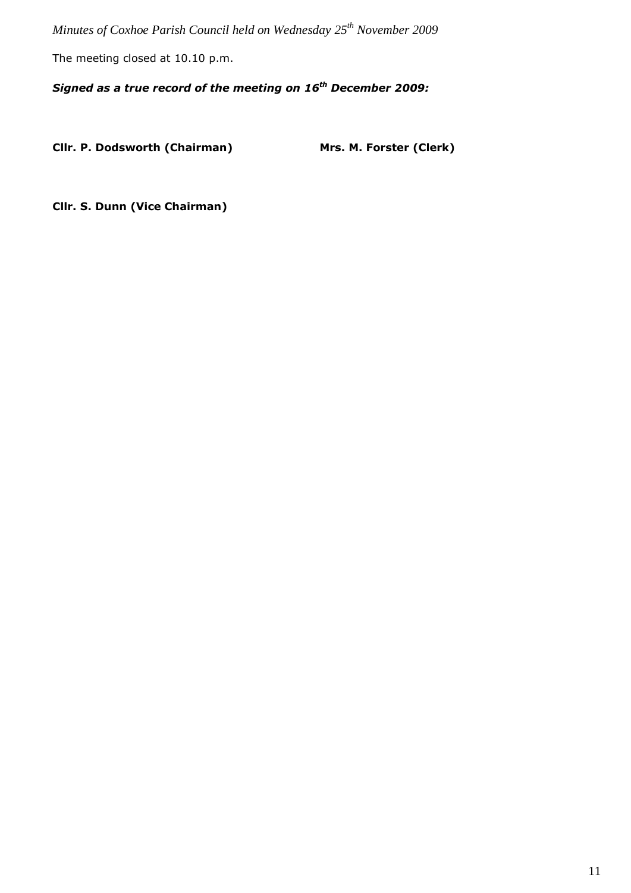The meeting closed at 10.10 p.m.

***Signed as a true record of the meeting on 16th December 2009:***

**Cllr. P. Dodsworth (Chairman)**

**Mrs. M. Forster (Clerk)**

**Cllr. S. Dunn (Vice Chairman)**